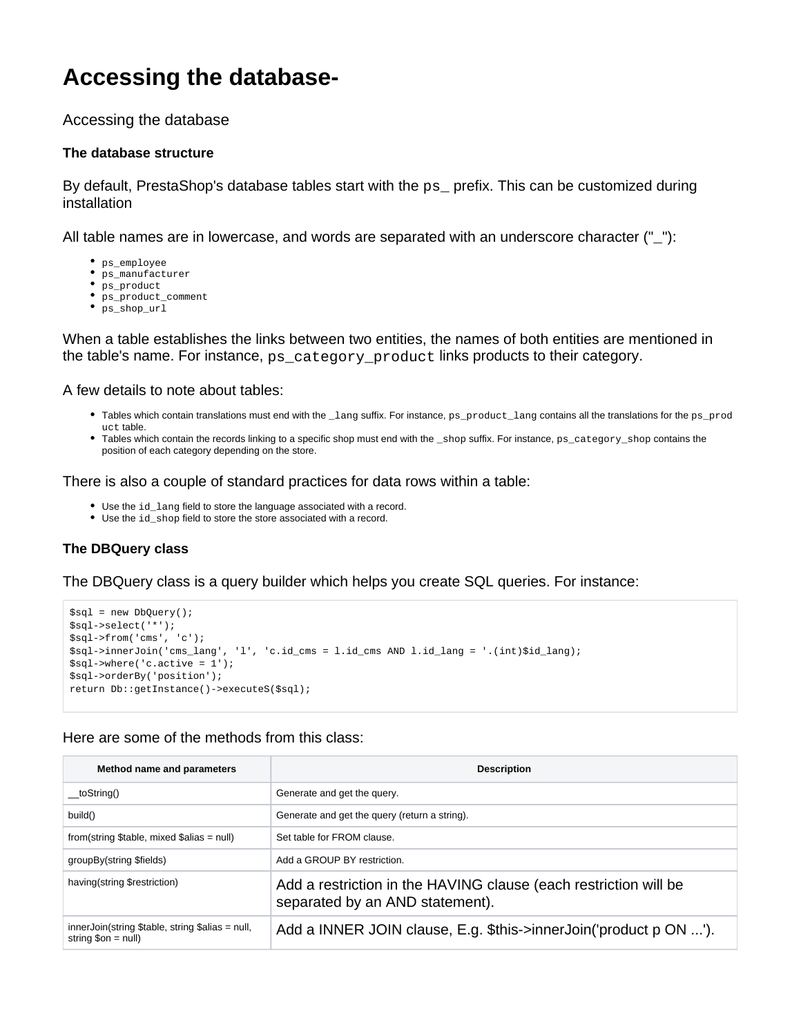# Accessing the database-

Accessing the database

### The database structure

By default, PrestaShop's database tables start with the `ps_` prefix. This can be customized during installation

All table names are in lowercase, and words are separated with an underscore character ("_"):

- `ps_employee`
- `ps_manufacturer`
- `ps_product`
- `ps_product_comment`
- `ps_shop_url`

When a table establishes the links between two entities, the names of both entities are mentioned in the table's name. For instance, `ps_category_product` links products to their category.

A few details to note about tables:

- Tables which contain translations must end with the `_lang` suffix. For instance, `ps_product_lang` contains all the translations for the `ps_product` table.
- Tables which contain the records linking to a specific shop must end with the `_shop` suffix. For instance, `ps_category_shop` contains the position of each category depending on the store.

There is also a couple of standard practices for data rows within a table:

- Use the `id_lang` field to store the language associated with a record.
- Use the `id_shop` field to store the store associated with a record.

### The DBQuery class

The DBQuery class is a query builder which helps you create SQL queries. For instance:

```
$sql = new DbQuery();
$sql->select('*');
$sql->from('cms', 'c');
$sql->innerJoin('cms_lang', 'l', 'c.id_cms = l.id_cms AND l.id_lang = '.(int)$id_lang);
$sql->where('c.active = 1');
$sql->orderBy('position');
return Db::getInstance()->executeS($sql);
```

Here are some of the methods from this class:

| Method name and parameters | Description |
| --- | --- |
| __toString() | Generate and get the query. |
| build() | Generate and get the query (return a string). |
| from(string $table, mixed $alias = null) | Set table for FROM clause. |
| groupBy(string $fields) | Add a GROUP BY restriction. |
| having(string $restriction) | Add a restriction in the HAVING clause (each restriction will be separated by an AND statement). |
| innerJoin(string $table, string $alias = null, string $on = null) | Add a INNER JOIN clause, E.g. $this->innerJoin('product p ON ...'). |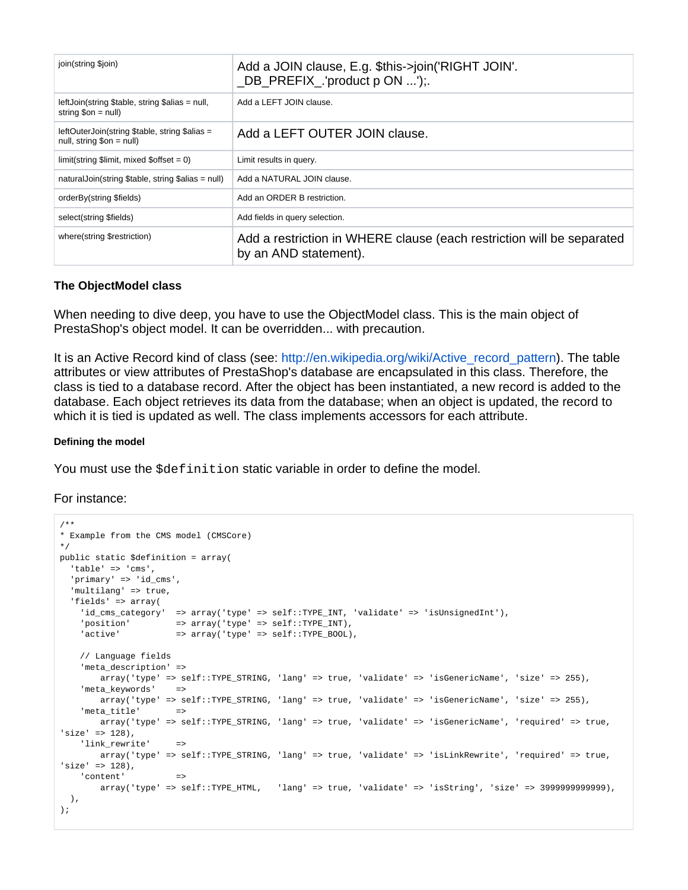| join(string $join) | Add a JOIN clause, E.g. $this->join('RIGHT JOIN'. _DB_PREFIX_.'product p ON ...');. |
| --- | --- |
| leftJoin(string $table, string $alias = null, string $on = null) | Add a LEFT JOIN clause. |
| leftOuterJoin(string $table, string $alias = null, string $on = null) | Add a LEFT OUTER JOIN clause. |
| limit(string $limit, mixed $offset = 0) | Limit results in query. |
| naturalJoin(string $table, string $alias = null) | Add a NATURAL JOIN clause. |
| orderBy(string $fields) | Add an ORDER B restriction. |
| select(string $fields) | Add fields in query selection. |
| where(string $restriction) | Add a restriction in WHERE clause (each restriction will be separated by an AND statement). |

### The ObjectModel class

When needing to dive deep, you have to use the ObjectModel class. This is the main object of PrestaShop's object model. It can be overridden... with precaution.

It is an Active Record kind of class (see: http://en.wikipedia.org/wiki/Active_record_pattern). The table attributes or view attributes of PrestaShop's database are encapsulated in this class. Therefore, the class is tied to a database record. After the object has been instantiated, a new record is added to the database. Each object retrieves its data from the database; when an object is updated, the record to which it is tied is updated as well. The class implements accessors for each attribute.

#### Defining the model

You must use the `$definition` static variable in order to define the model.

For instance:

```
/**
* Example from the CMS model (CMSCore)
*/
public static $definition = array(
  'table' => 'cms',
  'primary' => 'id_cms',
  'multilang' => true,
  'fields' => array(
    'id_cms_category'  => array('type' => self::TYPE_INT, 'validate' => 'isUnsignedInt'),
    'position'         => array('type' => self::TYPE_INT),
    'active'           => array('type' => self::TYPE_BOOL),

    // Language fields
    'meta_description' =>
        array('type' => self::TYPE_STRING, 'lang' => true, 'validate' => 'isGenericName', 'size' => 255),
    'meta_keywords'    =>
        array('type' => self::TYPE_STRING, 'lang' => true, 'validate' => 'isGenericName', 'size' => 255),
    'meta_title'       =>
        array('type' => self::TYPE_STRING, 'lang' => true, 'validate' => 'isGenericName', 'required' => true,
'size' => 128),
    'link_rewrite'     =>
        array('type' => self::TYPE_STRING, 'lang' => true, 'validate' => 'isLinkRewrite', 'required' => true,
'size' => 128),
    'content'          =>
        array('type' => self::TYPE_HTML,   'lang' => true, 'validate' => 'isString', 'size' => 3999999999999),
  ),
);
```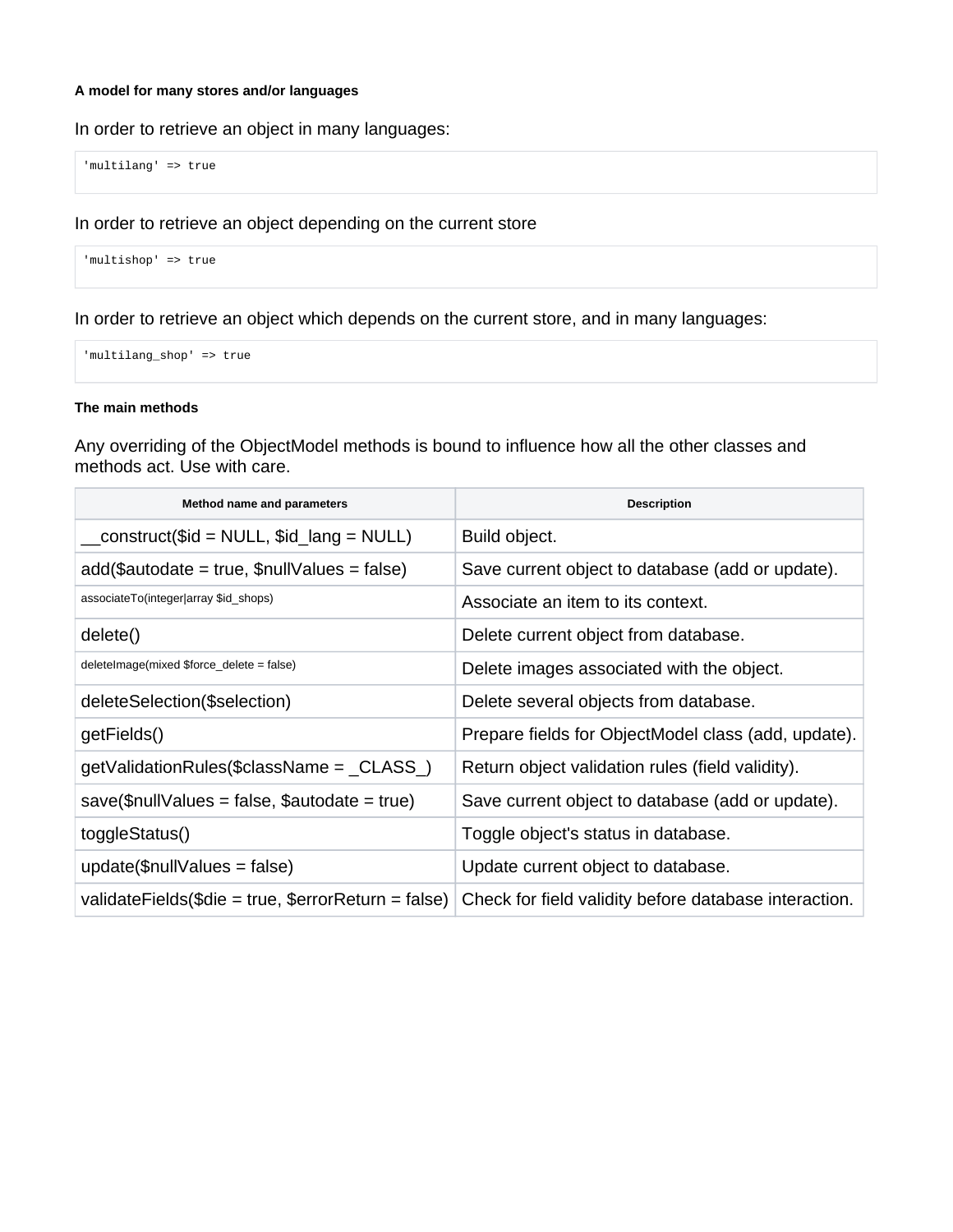#### A model for many stores and/or languages

In order to retrieve an object in many languages:

```
'multilang' => true
```

In order to retrieve an object depending on the current store

```
'multishop' => true
```

In order to retrieve an object which depends on the current store, and in many languages:

```
'multilang_shop' => true
```

#### The main methods

Any overriding of the ObjectModel methods is bound to influence how all the other classes and methods act. Use with care.

| Method name and parameters | Description |
| --- | --- |
| __construct($id = NULL, $id_lang = NULL) | Build object. |
| add($autodate = true, $nullValues = false) | Save current object to database (add or update). |
| associateTo(integer\|array $id_shops) | Associate an item to its context. |
| delete() | Delete current object from database. |
| deleteImage(mixed $force_delete = false) | Delete images associated with the object. |
| deleteSelection($selection) | Delete several objects from database. |
| getFields() | Prepare fields for ObjectModel class (add, update). |
| getValidationRules($className = _CLASS_) | Return object validation rules (field validity). |
| save($nullValues = false, $autodate = true) | Save current object to database (add or update). |
| toggleStatus() | Toggle object's status in database. |
| update($nullValues = false) | Update current object to database. |
| validateFields($die = true, $errorReturn = false) | Check for field validity before database interaction. |